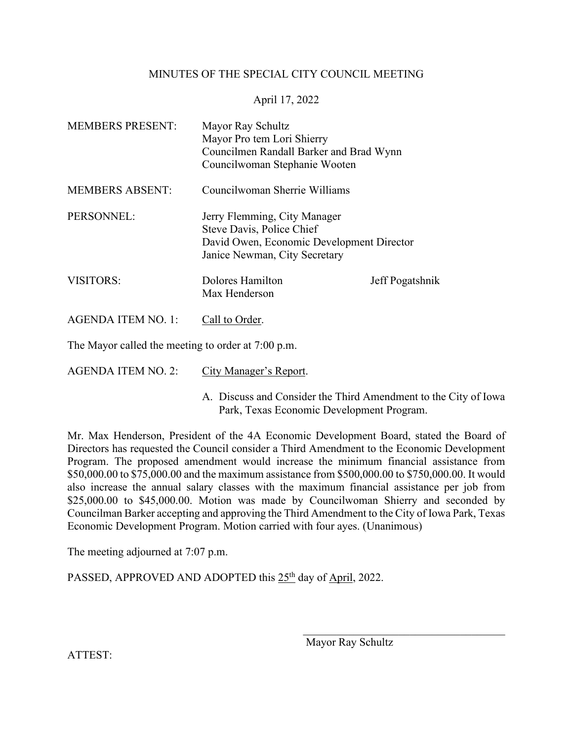MINUTES OF THE SPECIAL CITY COUNCIL MEETING

April 17, 2022

| | | |
|---|---|---|
| MEMBERS PRESENT: | Mayor Ray Schultz<br>Mayor Pro tem Lori Shierry<br>Councilmen Randall Barker and Brad Wynn<br>Councilwoman Stephanie Wooten | |
| MEMBERS ABSENT: | Councilwoman Sherrie Williams | |
| PERSONNEL: | Jerry Flemming, City Manager<br>Steve Davis, Police Chief<br>David Owen, Economic Development Director<br>Janice Newman, City Secretary | |
| VISITORS: | Dolores Hamilton<br>Max Henderson | Jeff Pogatshnik |

AGENDA ITEM NO. 1: Call to Order.

The Mayor called the meeting to order at 7:00 p.m.

AGENDA ITEM NO. 2: City Manager's Report.

A. Discuss and Consider the Third Amendment to the City of Iowa Park, Texas Economic Development Program.

Mr. Max Henderson, President of the 4A Economic Development Board, stated the Board of Directors has requested the Council consider a Third Amendment to the Economic Development Program. The proposed amendment would increase the minimum financial assistance from \$50,000.00 to \$75,000.00 and the maximum assistance from \$500,000.00 to \$750,000.00. It would also increase the annual salary classes with the maximum financial assistance per job from \$25,000.00 to \$45,000.00. Motion was made by Councilwoman Shierry and seconded by Councilman Barker accepting and approving the Third Amendment to the City of Iowa Park, Texas Economic Development Program. Motion carried with four ayes. (Unanimous)

The meeting adjourned at 7:07 p.m.

PASSED, APPROVED AND ADOPTED this 25th day of April, 2022.

Mayor Ray Schultz

ATTEST: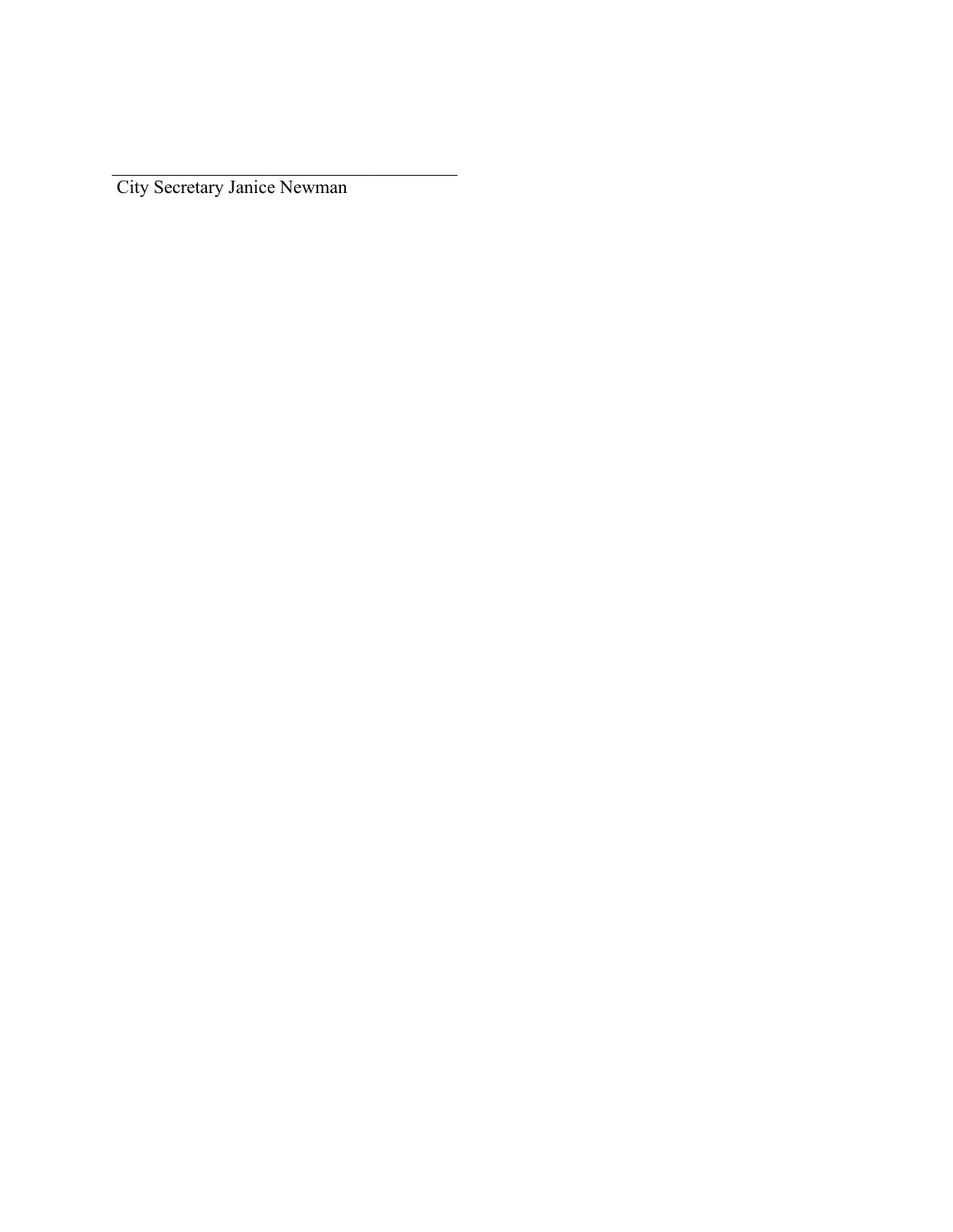\_\_\_\_\_\_\_\_\_\_\_\_\_\_\_\_\_\_\_\_\_\_\_\_\_\_\_\_\_\_\_\_\_\_\_\_\_\_\_\_

City Secretary Janice Newman